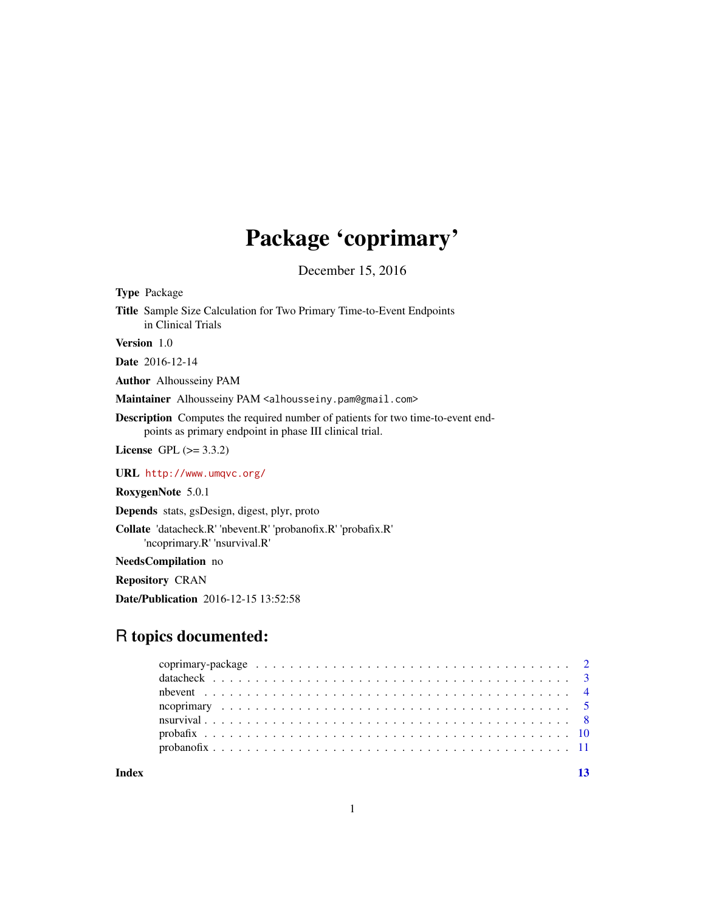# Package 'coprimary'

December 15, 2016

**Type** Package

**Title** Sample Size Calculation for Two Primary Time-to-Event Endpoints in Clinical Trials

**Version** 1.0

**Date** 2016-12-14

**Author** Alhousseiny PAM

**Maintainer** Alhousseiny PAM <alhousseiny.pam@gmail.com>

**Description** Computes the required number of patients for two time-to-event endpoints as primary endpoint in phase III clinical trial.

**License** GPL (>= 3.3.2)

**URL** http://www.umqvc.org/

**RoxygenNote** 5.0.1

**Depends** stats, gsDesign, digest, plyr, proto

**Collate** 'datacheck.R' 'nbevent.R' 'probanofix.R' 'probafix.R' 'ncoprimary.R' 'nsurvival.R'

**NeedsCompilation** no

**Repository** CRAN

**Date/Publication** 2016-12-15 13:52:58

## R topics documented:

coprimary-package . . . . . . . . . . . . . . . . . . . . . . . . . . . . . . . . . . . . 2
datacheck . . . . . . . . . . . . . . . . . . . . . . . . . . . . . . . . . . . . . . . . . 3
nbevent . . . . . . . . . . . . . . . . . . . . . . . . . . . . . . . . . . . . . . . . . . 4
ncoprimary . . . . . . . . . . . . . . . . . . . . . . . . . . . . . . . . . . . . . . . . 5
nsurvival . . . . . . . . . . . . . . . . . . . . . . . . . . . . . . . . . . . . . . . . . 8
probafix . . . . . . . . . . . . . . . . . . . . . . . . . . . . . . . . . . . . . . . . . . 10
probanofix . . . . . . . . . . . . . . . . . . . . . . . . . . . . . . . . . . . . . . . . 11

**Index** 13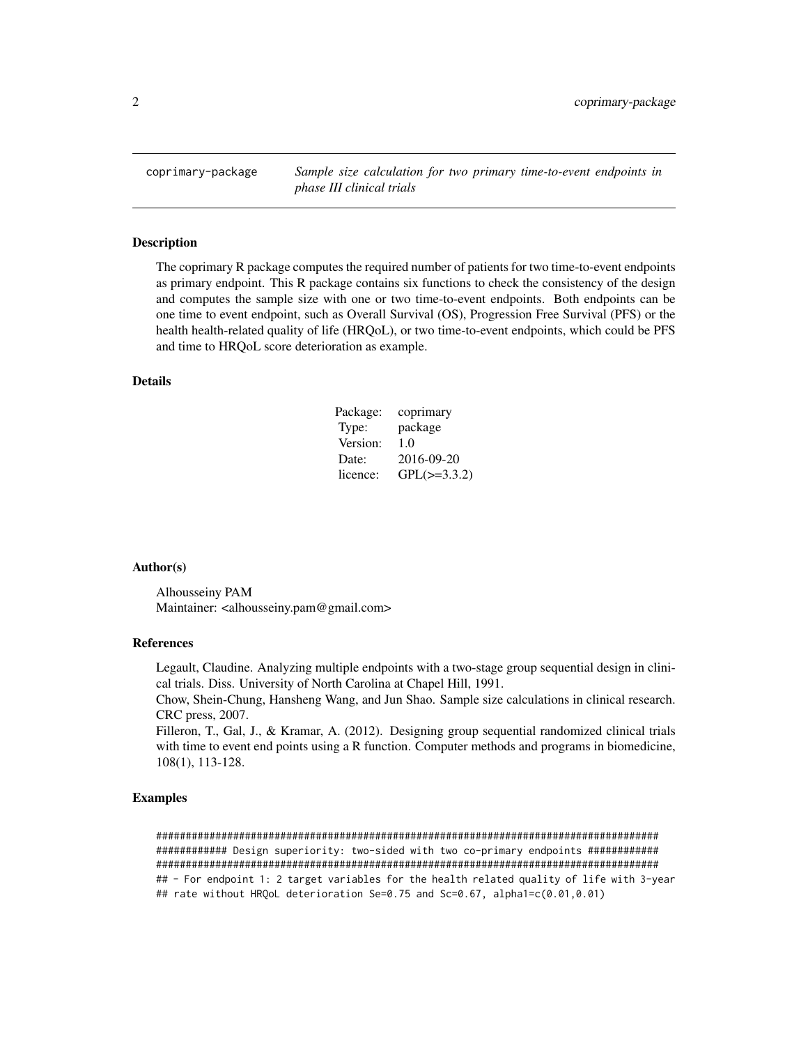coprimary-package *Sample size calculation for two primary time-to-event endpoints in phase III clinical trials*

---

### Description

The coprimary R package computes the required number of patients for two time-to-event endpoints as primary endpoint. This R package contains six functions to check the consistency of the design and computes the sample size with one or two time-to-event endpoints. Both endpoints can be one time to event endpoint, such as Overall Survival (OS), Progression Free Survival (PFS) or the health health-related quality of life (HRQoL), or two time-to-event endpoints, which could be PFS and time to HRQoL score deterioration as example.

### Details

| | |
|---|---|
| Package: | coprimary |
| Type: | package |
| Version: | 1.0 |
| Date: | 2016-09-20 |
| licence: | GPL(>=3.3.2) |

### Author(s)

Alhousseiny PAM
Maintainer: <alhousseiny.pam@gmail.com>

### References

Legault, Claudine. Analyzing multiple endpoints with a two-stage group sequential design in clinical trials. Diss. University of North Carolina at Chapel Hill, 1991.
Chow, Shein-Chung, Hansheng Wang, and Jun Shao. Sample size calculations in clinical research. CRC press, 2007.
Filleron, T., Gal, J., & Kramar, A. (2012). Designing group sequential randomized clinical trials with time to event end points using a R function. Computer methods and programs in biomedicine, 108(1), 113-128.

### Examples

```
########################################################################################
############ Design superiority: two-sided with two co-primary endpoints ############
########################################################################################
## - For endpoint 1: 2 target variables for the health related quality of life with 3-year
## rate without HRQoL deterioration Se=0.75 and Sc=0.67, alpha1=c(0.01,0.01)
```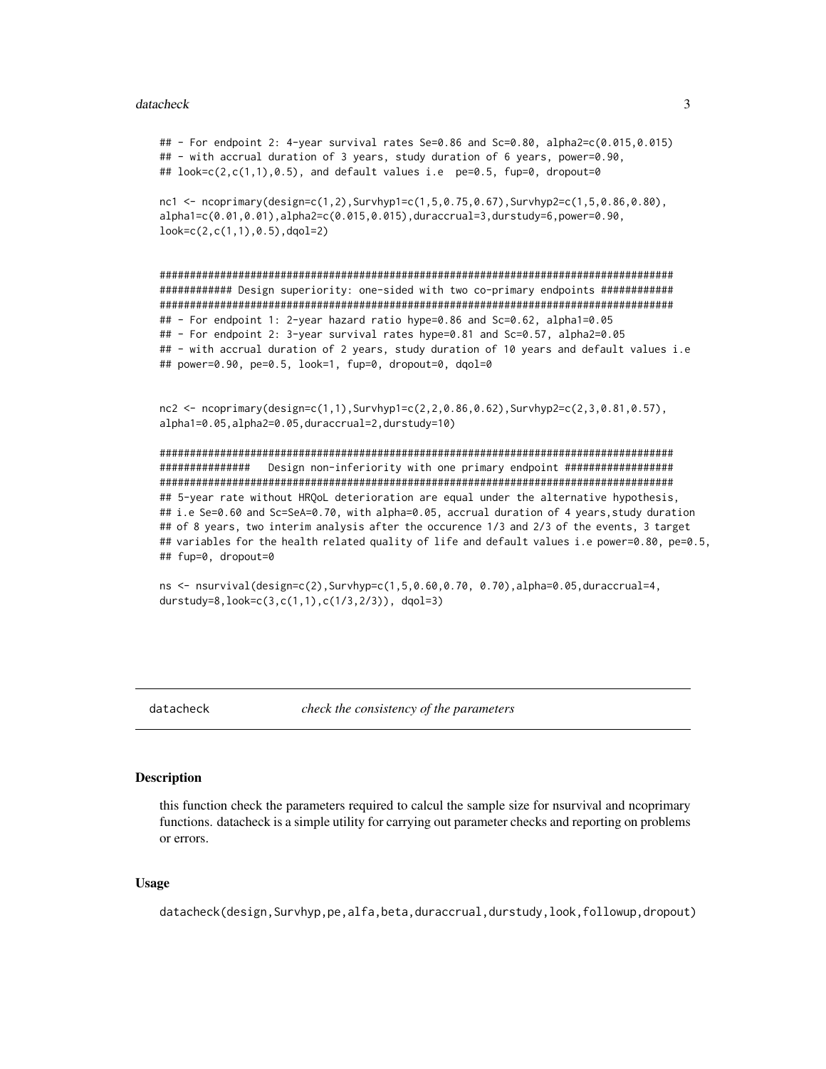```
## - For endpoint 2: 4-year survival rates Se=0.86 and Sc=0.80, alpha2=c(0.015,0.015)
## - with accrual duration of 3 years, study duration of 6 years, power=0.90,
## look=c(2,c(1,1),0.5), and default values i.e  pe=0.5, fup=0, dropout=0

nc1 <- ncoprimary(design=c(1,2),Survhyp1=c(1,5,0.75,0.67),Survhyp2=c(1,5,0.86,0.80),
alpha1=c(0.01,0.01),alpha2=c(0.015,0.015),duraccrual=3,durstudy=6,power=0.90,
look=c(2,c(1,1),0.5),dqol=2)


########################################################################################
############ Design superiority: one-sided with two co-primary endpoints ############
########################################################################################
## - For endpoint 1: 2-year hazard ratio hype=0.86 and Sc=0.62, alpha1=0.05
## - For endpoint 2: 3-year survival rates hype=0.81 and Sc=0.57, alpha2=0.05
## - with accrual duration of 2 years, study duration of 10 years and default values i.e
## power=0.90, pe=0.5, look=1, fup=0, dropout=0, dqol=0


nc2 <- ncoprimary(design=c(1,1),Survhyp1=c(2,2,0.86,0.62),Survhyp2=c(2,3,0.81,0.57),
alpha1=0.05,alpha2=0.05,duraccrual=2,durstudy=10)

########################################################################################
###############   Design non-inferiority with one primary endpoint ##################
########################################################################################
## 5-year rate without HRQoL deterioration are equal under the alternative hypothesis,
## i.e Se=0.60 and Sc=SeA=0.70, with alpha=0.05, accrual duration of 4 years,study duration
## of 8 years, two interim analysis after the occurence 1/3 and 2/3 of the events, 3 target
## variables for the health related quality of life and default values i.e power=0.80, pe=0.5,
## fup=0, dropout=0

ns <- nsurvival(design=c(2),Survhyp=c(1,5,0.60,0.70, 0.70),alpha=0.05,duraccrual=4,
durstudy=8,look=c(3,c(1,1),c(1/3,2/3)), dqol=3)
```

---

## datacheck — *check the consistency of the parameters*

### Description

this function check the parameters required to calcul the sample size for nsurvival and ncoprimary functions. datacheck is a simple utility for carrying out parameter checks and reporting on problems or errors.

### Usage

```
datacheck(design,Survhyp,pe,alfa,beta,duraccrual,durstudy,look,followup,dropout)
```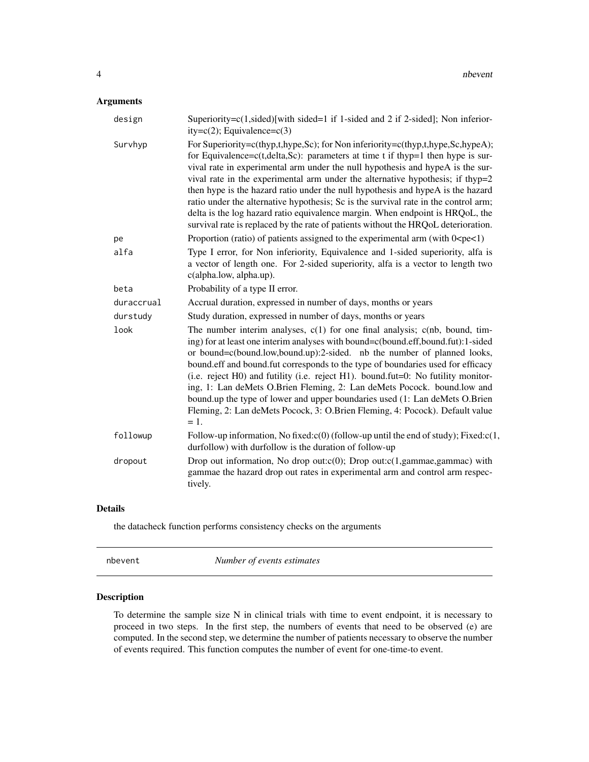## Arguments

| | |
|---|---|
| design | Superiority=c(1,sided)[with sided=1 if 1-sided and 2 if 2-sided]; Non inferiority=c(2); Equivalence=c(3) |
| Survhyp | For Superiority=c(thyp,t,hype,Sc); for Non inferiority=c(thyp,t,hype,Sc,hypeA); for Equivalence=c(t,delta,Sc): parameters at time t if thyp=1 then hype is survival rate in experimental arm under the null hypothesis and hypeA is the survival rate in the experimental arm under the alternative hypothesis; if thyp=2 then hype is the hazard ratio under the null hypothesis and hypeA is the hazard ratio under the alternative hypothesis; Sc is the survival rate in the control arm; delta is the log hazard ratio equivalence margin. When endpoint is HRQoL, the survival rate is replaced by the rate of patients without the HRQoL deterioration. |
| pe | Proportion (ratio) of patients assigned to the experimental arm (with 0<pe<1) |
| alfa | Type I error, for Non inferiority, Equivalence and 1-sided superiority, alfa is a vector of length one. For 2-sided superiority, alfa is a vector to length two c(alpha.low, alpha.up). |
| beta | Probability of a type II error. |
| duraccrual | Accrual duration, expressed in number of days, months or years |
| durstudy | Study duration, expressed in number of days, months or years |
| look | The number interim analyses, c(1) for one final analysis; c(nb, bound, timing) for at least one interim analyses with bound=c(bound.eff,bound.fut):1-sided or bound=c(bound.low,bound.up):2-sided. nb the number of planned looks, bound.eff and bound.fut corresponds to the type of boundaries used for efficacy (i.e. reject H0) and futility (i.e. reject H1). bound.fut=0: No futility monitoring, 1: Lan deMets O.Brien Fleming, 2: Lan deMets Pocock. bound.low and bound.up the type of lower and upper boundaries used (1: Lan deMets O.Brien Fleming, 2: Lan deMets Pocock, 3: O.Brien Fleming, 4: Pocock). Default value = 1. |
| followup | Follow-up information, No fixed:c(0) (follow-up until the end of study); Fixed:c(1, durfollow) with durfollow is the duration of follow-up |
| dropout | Drop out information, No drop out:c(0); Drop out:c(1,gammae,gammac) with gammae the hazard drop out rates in experimental arm and control arm respectively. |

## Details

the datacheck function performs consistency checks on the arguments

---

nbevent *Number of events estimates*

---

## Description

To determine the sample size N in clinical trials with time to event endpoint, it is necessary to proceed in two steps. In the first step, the numbers of events that need to be observed (e) are computed. In the second step, we determine the number of patients necessary to observe the number of events required. This function computes the number of event for one-time-to event.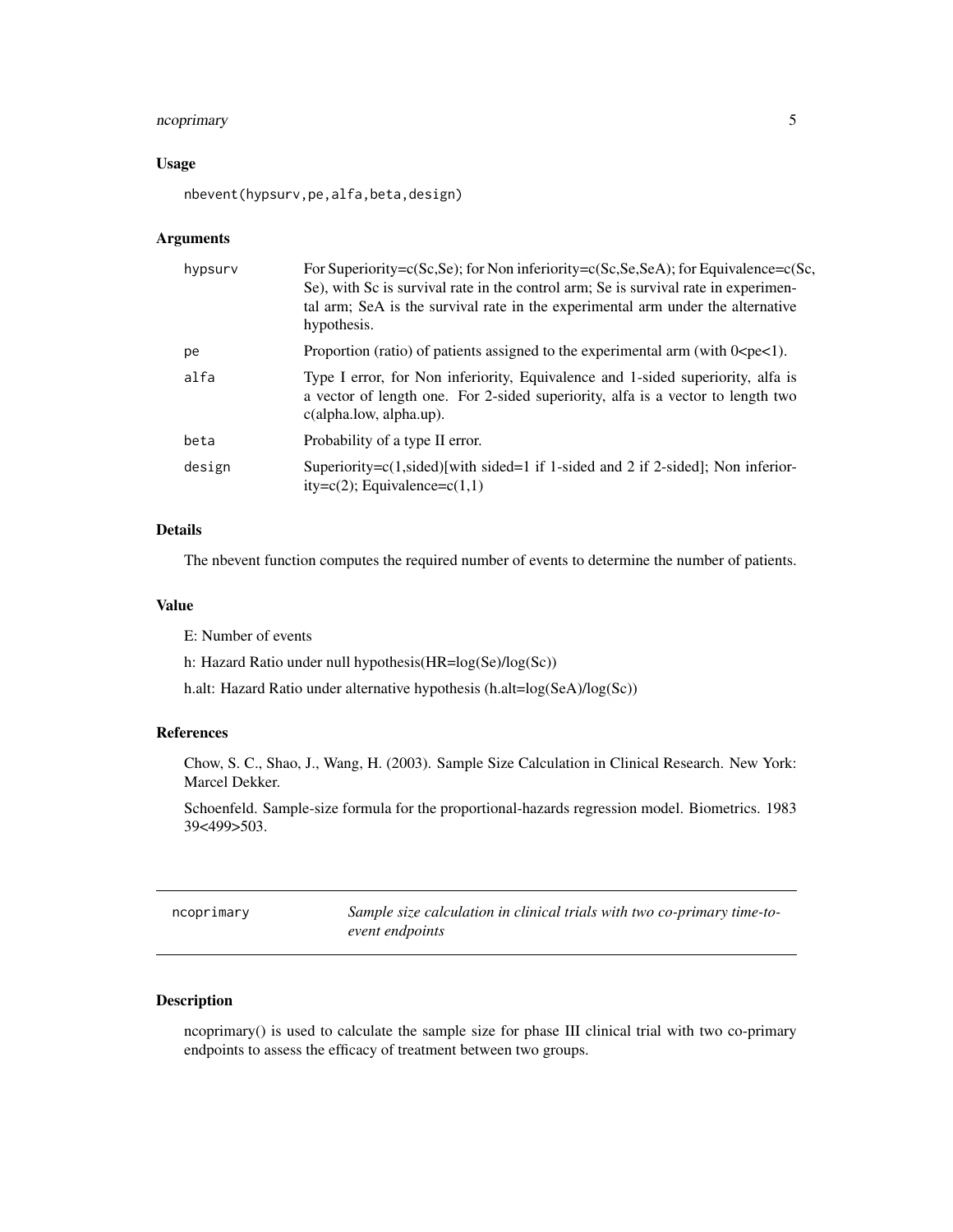## Usage

```
nbevent(hypsurv,pe,alfa,beta,design)
```

## Arguments

| | |
|---|---|
| `hypsurv` | For Superiority=c(Sc,Se); for Non inferiority=c(Sc,Se,SeA); for Equivalence=c(Sc, Se), with Sc is survival rate in the control arm; Se is survival rate in experimental arm; SeA is the survival rate in the experimental arm under the alternative hypothesis. |
| `pe` | Proportion (ratio) of patients assigned to the experimental arm (with 0<pe<1). |
| `alfa` | Type I error, for Non inferiority, Equivalence and 1-sided superiority, alfa is a vector of length one. For 2-sided superiority, alfa is a vector to length two c(alpha.low, alpha.up). |
| `beta` | Probability of a type II error. |
| `design` | Superiority=c(1,sided)[with sided=1 if 1-sided and 2 if 2-sided]; Non inferiority=c(2); Equivalence=c(1,1) |

## Details

The nbevent function computes the required number of events to determine the number of patients.

## Value

E: Number of events

h: Hazard Ratio under null hypothesis(HR=log(Se)/log(Sc))

h.alt: Hazard Ratio under alternative hypothesis (h.alt=log(SeA)/log(Sc))

## References

Chow, S. C., Shao, J., Wang, H. (2003). Sample Size Calculation in Clinical Research. New York: Marcel Dekker.

Schoenfeld. Sample-size formula for the proportional-hazards regression model. Biometrics. 1983 39<499>503.

---

# ncoprimary — *Sample size calculation in clinical trials with two co-primary time-to-event endpoints*

---

## Description

ncoprimary() is used to calculate the sample size for phase III clinical trial with two co-primary endpoints to assess the efficacy of treatment between two groups.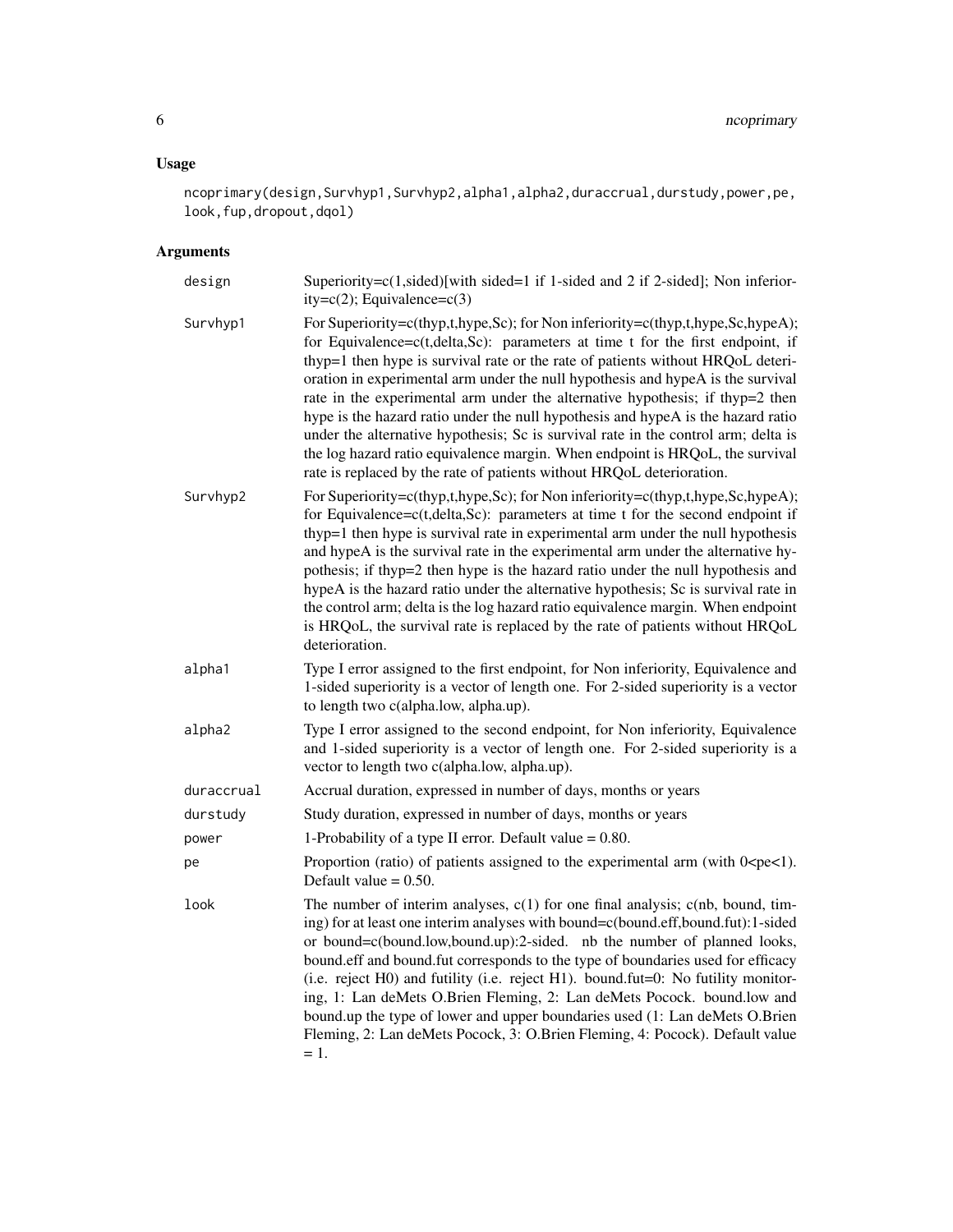## Usage

```
ncoprimary(design,Survhyp1,Survhyp2,alpha1,alpha2,duraccrual,durstudy,power,pe,
look,fup,dropout,dqol)
```

## Arguments

| | |
|---|---|
| design | Superiority=c(1,sided)[with sided=1 if 1-sided and 2 if 2-sided]; Non inferiority=c(2); Equivalence=c(3) |
| Survhyp1 | For Superiority=c(thyp,t,hype,Sc); for Non inferiority=c(thyp,t,hype,Sc,hypeA); for Equivalence=c(t,delta,Sc): parameters at time t for the first endpoint, if thyp=1 then hype is survival rate or the rate of patients without HRQoL deterioration in experimental arm under the null hypothesis and hypeA is the survival rate in the experimental arm under the alternative hypothesis; if thyp=2 then hype is the hazard ratio under the null hypothesis and hypeA is the hazard ratio under the alternative hypothesis; Sc is survival rate in the control arm; delta is the log hazard ratio equivalence margin. When endpoint is HRQoL, the survival rate is replaced by the rate of patients without HRQoL deterioration. |
| Survhyp2 | For Superiority=c(thyp,t,hype,Sc); for Non inferiority=c(thyp,t,hype,Sc,hypeA); for Equivalence=c(t,delta,Sc): parameters at time t for the second endpoint if thyp=1 then hype is survival rate in experimental arm under the null hypothesis and hypeA is the survival rate in the experimental arm under the alternative hypothesis; if thyp=2 then hype is the hazard ratio under the null hypothesis and hypeA is the hazard ratio under the alternative hypothesis; Sc is survival rate in the control arm; delta is the log hazard ratio equivalence margin. When endpoint is HRQoL, the survival rate is replaced by the rate of patients without HRQoL deterioration. |
| alpha1 | Type I error assigned to the first endpoint, for Non inferiority, Equivalence and 1-sided superiority is a vector of length one. For 2-sided superiority is a vector to length two c(alpha.low, alpha.up). |
| alpha2 | Type I error assigned to the second endpoint, for Non inferiority, Equivalence and 1-sided superiority is a vector of length one. For 2-sided superiority is a vector to length two c(alpha.low, alpha.up). |
| duraccrual | Accrual duration, expressed in number of days, months or years |
| durstudy | Study duration, expressed in number of days, months or years |
| power | 1-Probability of a type II error. Default value = 0.80. |
| pe | Proportion (ratio) of patients assigned to the experimental arm (with 0<pe<1). Default value = 0.50. |
| look | The number of interim analyses, c(1) for one final analysis; c(nb, bound, timing) for at least one interim analyses with bound=c(bound.eff,bound.fut):1-sided or bound=c(bound.low,bound.up):2-sided. nb the number of planned looks, bound.eff and bound.fut corresponds to the type of boundaries used for efficacy (i.e. reject H0) and futility (i.e. reject H1). bound.fut=0: No futility monitoring, 1: Lan deMets O.Brien Fleming, 2: Lan deMets Pocock. bound.low and bound.up the type of lower and upper boundaries used (1: Lan deMets O.Brien Fleming, 2: Lan deMets Pocock, 3: O.Brien Fleming, 4: Pocock). Default value = 1. |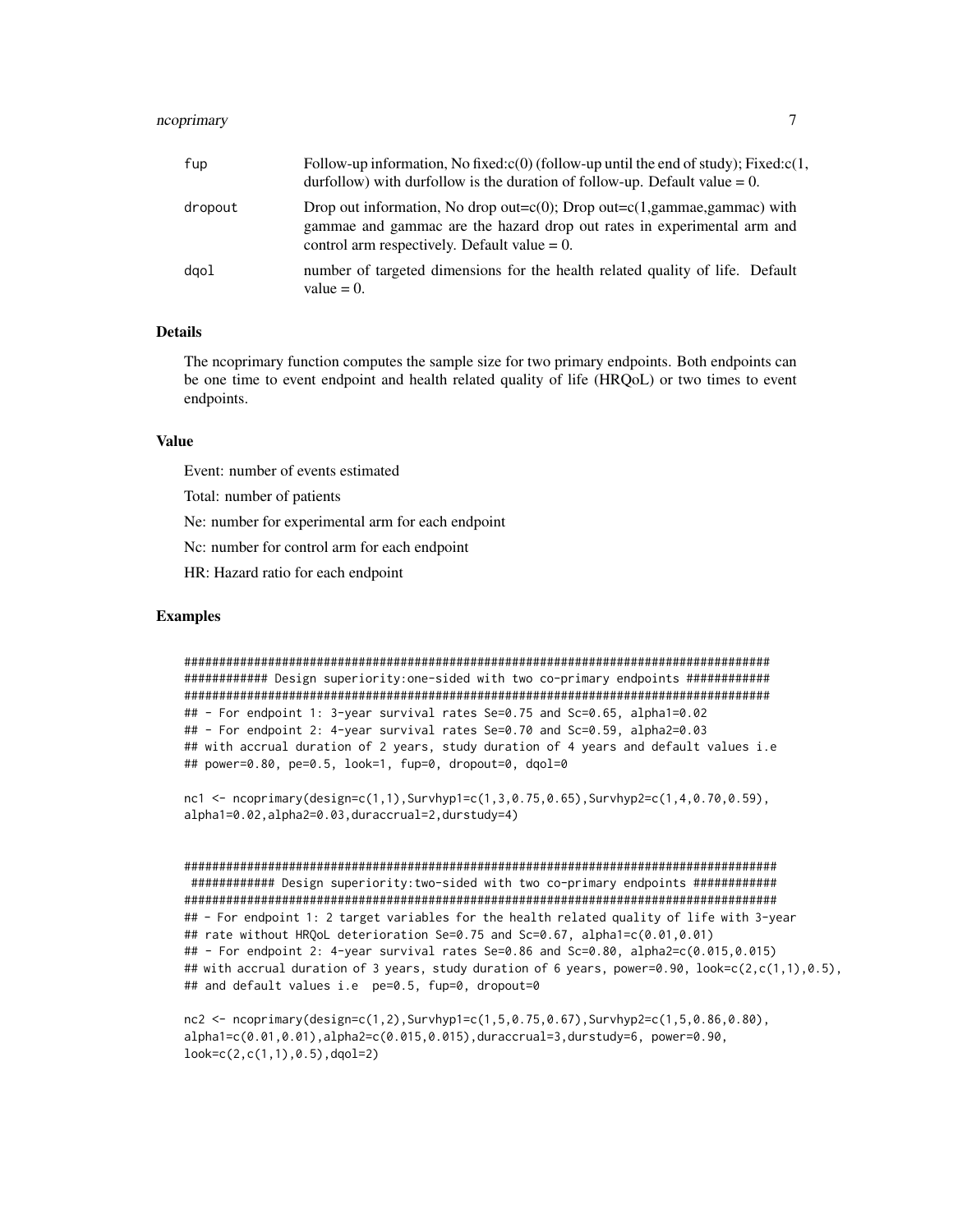| | |
|---|---|
| fup | Follow-up information, No fixed:c(0) (follow-up until the end of study); Fixed:c(1, durfollow) with durfollow is the duration of follow-up. Default value = 0. |
| dropout | Drop out information, No drop out=c(0); Drop out=c(1,gammae,gammac) with gammae and gammac are the hazard drop out rates in experimental arm and control arm respectively. Default value = 0. |
| dqol | number of targeted dimensions for the health related quality of life. Default value = 0. |

### Details

The ncoprimary function computes the sample size for two primary endpoints. Both endpoints can be one time to event endpoint and health related quality of life (HRQoL) or two times to event endpoints.

### Value

Event: number of events estimated

Total: number of patients

Ne: number for experimental arm for each endpoint

Nc: number for control arm for each endpoint

HR: Hazard ratio for each endpoint

### Examples

```
#########################################################################################
############ Design superiority:one-sided with two co-primary endpoints ############
#########################################################################################
## - For endpoint 1: 3-year survival rates Se=0.75 and Sc=0.65, alpha1=0.02
## - For endpoint 2: 4-year survival rates Se=0.70 and Sc=0.59, alpha2=0.03
## with accrual duration of 2 years, study duration of 4 years and default values i.e
## power=0.80, pe=0.5, look=1, fup=0, dropout=0, dqol=0

nc1 <- ncoprimary(design=c(1,1),Survhyp1=c(1,3,0.75,0.65),Survhyp2=c(1,4,0.70,0.59),
alpha1=0.02,alpha2=0.03,duraccrual=2,durstudy=4)


#########################################################################################
 ############ Design superiority:two-sided with two co-primary endpoints ############
#########################################################################################
## - For endpoint 1: 2 target variables for the health related quality of life with 3-year
## rate without HRQoL deterioration Se=0.75 and Sc=0.67, alpha1=c(0.01,0.01)
## - For endpoint 2: 4-year survival rates Se=0.86 and Sc=0.80, alpha2=c(0.015,0.015)
## with accrual duration of 3 years, study duration of 6 years, power=0.90, look=c(2,c(1,1),0.5),
## and default values i.e  pe=0.5, fup=0, dropout=0

nc2 <- ncoprimary(design=c(1,2),Survhyp1=c(1,5,0.75,0.67),Survhyp2=c(1,5,0.86,0.80),
alpha1=c(0.01,0.01),alpha2=c(0.015,0.015),duraccrual=3,durstudy=6, power=0.90,
look=c(2,c(1,1),0.5),dqol=2)
```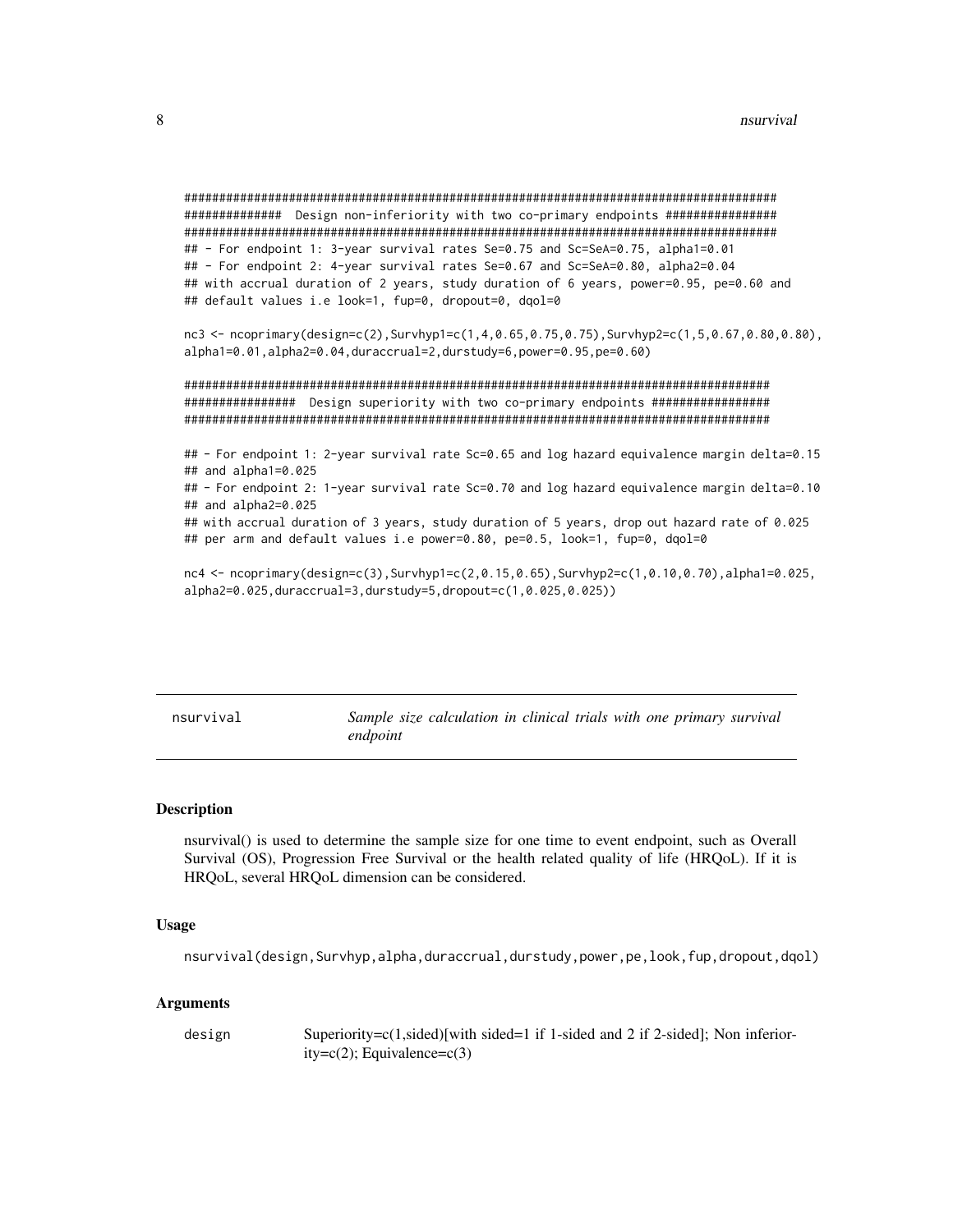```
######################################################################################
##############  Design non-inferiority with two co-primary endpoints ################
######################################################################################
## - For endpoint 1: 3-year survival rates Se=0.75 and Sc=SeA=0.75, alpha1=0.01
## - For endpoint 2: 4-year survival rates Se=0.67 and Sc=SeA=0.80, alpha2=0.04
## with accrual duration of 2 years, study duration of 6 years, power=0.95, pe=0.60 and
## default values i.e look=1, fup=0, dropout=0, dqol=0

nc3 <- ncoprimary(design=c(2),Survhyp1=c(1,4,0.65,0.75,0.75),Survhyp2=c(1,5,0.67,0.80,0.80),
alpha1=0.01,alpha2=0.04,duraccrual=2,durstudy=6,power=0.95,pe=0.60)

#####################################################################################
################  Design superiority with two co-primary endpoints #################
#####################################################################################

## - For endpoint 1: 2-year survival rate Sc=0.65 and log hazard equivalence margin delta=0.15
## and alpha1=0.025
## - For endpoint 2: 1-year survival rate Sc=0.70 and log hazard equivalence margin delta=0.10
## and alpha2=0.025
## with accrual duration of 3 years, study duration of 5 years, drop out hazard rate of 0.025
## per arm and default values i.e power=0.80, pe=0.5, look=1, fup=0, dqol=0

nc4 <- ncoprimary(design=c(3),Survhyp1=c(2,0.15,0.65),Survhyp2=c(1,0.10,0.70),alpha1=0.025,
alpha2=0.025,duraccrual=3,durstudy=5,dropout=c(1,0.025,0.025))
```

---

## nsurvival — *Sample size calculation in clinical trials with one primary survival endpoint*

### Description

nsurvival() is used to determine the sample size for one time to event endpoint, such as Overall Survival (OS), Progression Free Survival or the health related quality of life (HRQoL). If it is HRQoL, several HRQoL dimension can be considered.

### Usage

```
nsurvival(design,Survhyp,alpha,duraccrual,durstudy,power,pe,look,fup,dropout,dqol)
```

### Arguments

| | |
|---|---|
| design | Superiority=c(1,sided)[with sided=1 if 1-sided and 2 if 2-sided]; Non inferiority=c(2); Equivalence=c(3) |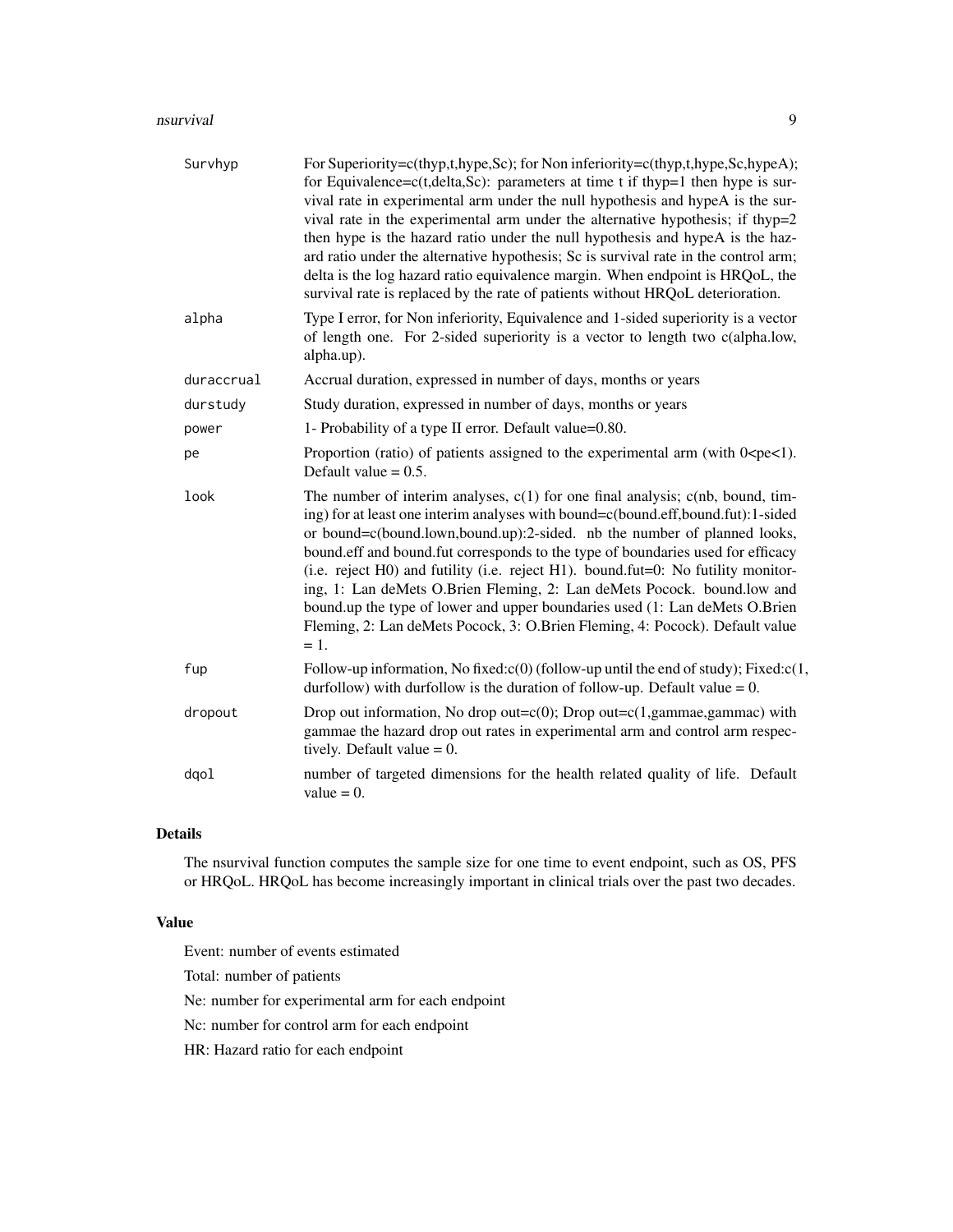| | |
|---|---|
| `Survhyp` | For Superiority=c(thyp,t,hype,Sc); for Non inferiority=c(thyp,t,hype,Sc,hypeA); for Equivalence=c(t,delta,Sc): parameters at time t if thyp=1 then hype is survival rate in experimental arm under the null hypothesis and hypeA is the survival rate in the experimental arm under the alternative hypothesis; if thyp=2 then hype is the hazard ratio under the null hypothesis and hypeA is the hazard ratio under the alternative hypothesis; Sc is survival rate in the control arm; delta is the log hazard ratio equivalence margin. When endpoint is HRQoL, the survival rate is replaced by the rate of patients without HRQoL deterioration. |
| `alpha` | Type I error, for Non inferiority, Equivalence and 1-sided superiority is a vector of length one. For 2-sided superiority is a vector to length two c(alpha.low, alpha.up). |
| `duraccrual` | Accrual duration, expressed in number of days, months or years |
| `durstudy` | Study duration, expressed in number of days, months or years |
| `power` | 1- Probability of a type II error. Default value=0.80. |
| `pe` | Proportion (ratio) of patients assigned to the experimental arm (with 0<pe<1). Default value = 0.5. |
| `look` | The number of interim analyses, c(1) for one final analysis; c(nb, bound, timing) for at least one interim analyses with bound=c(bound.eff,bound.fut):1-sided or bound=c(bound.lown,bound.up):2-sided. nb the number of planned looks, bound.eff and bound.fut corresponds to the type of boundaries used for efficacy (i.e. reject H0) and futility (i.e. reject H1). bound.fut=0: No futility monitoring, 1: Lan deMets O.Brien Fleming, 2: Lan deMets Pocock. bound.low and bound.up the type of lower and upper boundaries used (1: Lan deMets O.Brien Fleming, 2: Lan deMets Pocock, 3: O.Brien Fleming, 4: Pocock). Default value = 1. |
| `fup` | Follow-up information, No fixed:c(0) (follow-up until the end of study); Fixed:c(1, durfollow) with durfollow is the duration of follow-up. Default value = 0. |
| `dropout` | Drop out information, No drop out=c(0); Drop out=c(1,gammae,gammac) with gammae the hazard drop out rates in experimental arm and control arm respectively. Default value = 0. |
| `dqol` | number of targeted dimensions for the health related quality of life. Default value = 0. |

## Details

The nsurvival function computes the sample size for one time to event endpoint, such as OS, PFS or HRQoL. HRQoL has become increasingly important in clinical trials over the past two decades.

## Value

Event: number of events estimated

Total: number of patients

Ne: number for experimental arm for each endpoint

Nc: number for control arm for each endpoint

HR: Hazard ratio for each endpoint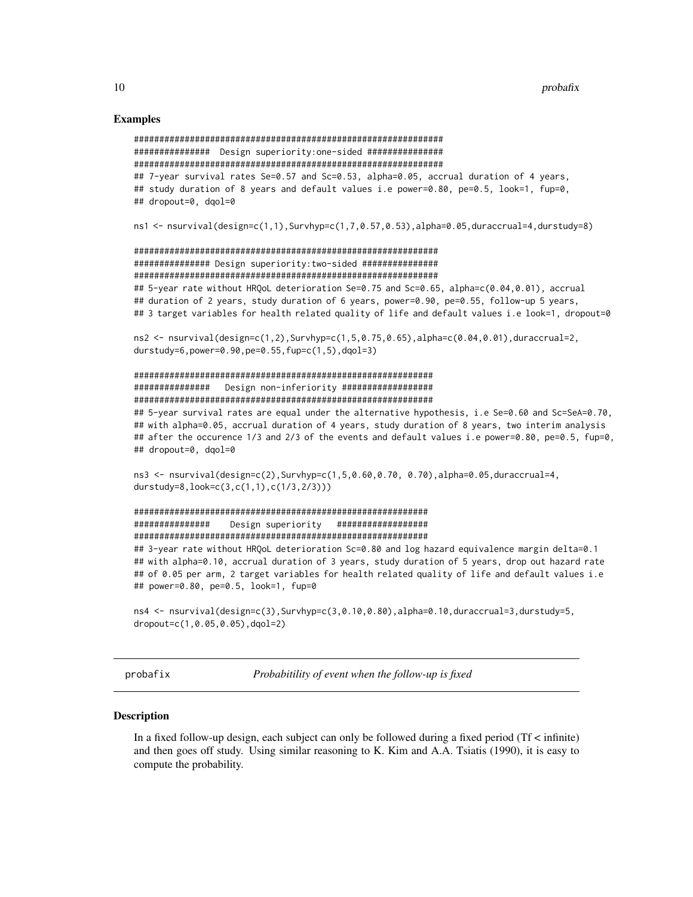### Examples

```
##############################################################
###############  Design superiority:one-sided ###############
##############################################################
## 7-year survival rates Se=0.57 and Sc=0.53, alpha=0.05, accrual duration of 4 years,
## study duration of 8 years and default values i.e power=0.80, pe=0.5, look=1, fup=0,
## dropout=0, dqol=0

ns1 <- nsurvival(design=c(1,1),Survhyp=c(1,7,0.57,0.53),alpha=0.05,duraccrual=4,durstudy=8)

#############################################################
############### Design superiority:two-sided ###############
#############################################################
## 5-year rate without HRQoL deterioration Se=0.75 and Sc=0.65, alpha=c(0.04,0.01), accrual
## duration of 2 years, study duration of 6 years, power=0.90, pe=0.55, follow-up 5 years,
## 3 target variables for health related quality of life and default values i.e look=1, dropout=0

ns2 <- nsurvival(design=c(1,2),Survhyp=c(1,5,0.75,0.65),alpha=c(0.04,0.01),duraccrual=2,
durstudy=6,power=0.90,pe=0.55,fup=c(1,5),dqol=3)

############################################################
###############   Design non-inferiority ##################
############################################################
## 5-year survival rates are equal under the alternative hypothesis, i.e Se=0.60 and Sc=SeA=0.70,
## with alpha=0.05, accrual duration of 4 years, study duration of 8 years, two interim analysis
## after the occurence 1/3 and 2/3 of the events and default values i.e power=0.80, pe=0.5, fup=0,
## dropout=0, dqol=0

ns3 <- nsurvival(design=c(2),Survhyp=c(1,5,0.60,0.70, 0.70),alpha=0.05,duraccrual=4,
durstudy=8,look=c(3,c(1,1),c(1/3,2/3)))

##########################################################
###############    Design superiority   ##################
##########################################################
## 3-year rate without HRQoL deterioration Sc=0.80 and log hazard equivalence margin delta=0.1
## with alpha=0.10, accrual duration of 3 years, study duration of 5 years, drop out hazard rate
## of 0.05 per arm, 2 target variables for health related quality of life and default values i.e
## power=0.80, pe=0.5, look=1, fup=0

ns4 <- nsurvival(design=c(3),Survhyp=c(3,0.10,0.80),alpha=0.10,duraccrual=3,durstudy=5,
dropout=c(1,0.05,0.05),dqol=2)
```

---

## probafix — *Probabitility of event when the follow-up is fixed*

### Description

In a fixed follow-up design, each subject can only be followed during a fixed period (Tf < infinite) and then goes off study. Using similar reasoning to K. Kim and A.A. Tsiatis (1990), it is easy to compute the probability.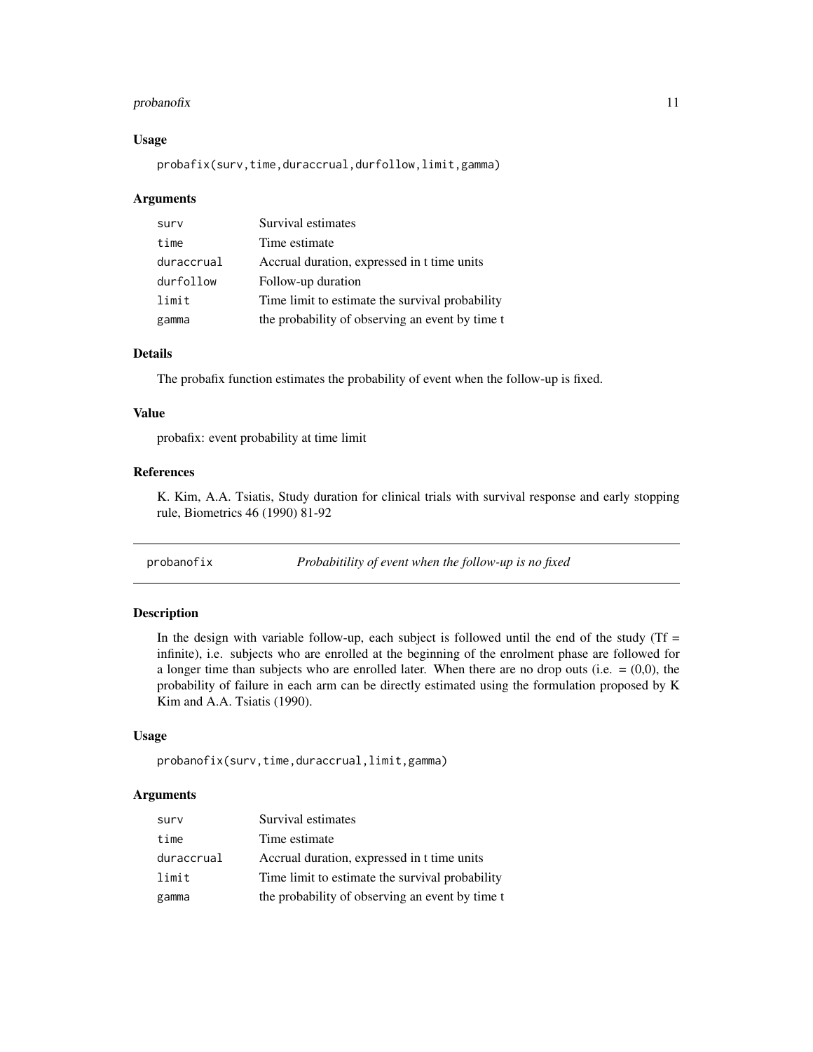### Usage

```
probafix(surv,time,duraccrual,durfollow,limit,gamma)
```

### Arguments

| | |
|---|---|
| surv | Survival estimates |
| time | Time estimate |
| duraccrual | Accrual duration, expressed in t time units |
| durfollow | Follow-up duration |
| limit | Time limit to estimate the survival probability |
| gamma | the probability of observing an event by time t |

### Details

The probafix function estimates the probability of event when the follow-up is fixed.

### Value

probafix: event probability at time limit

### References

K. Kim, A.A. Tsiatis, Study duration for clinical trials with survival response and early stopping rule, Biometrics 46 (1990) 81-92

---

## probanofix — *Probabitility of event when the follow-up is no fixed*

---

### Description

In the design with variable follow-up, each subject is followed until the end of the study (Tf = infinite), i.e. subjects who are enrolled at the beginning of the enrolment phase are followed for a longer time than subjects who are enrolled later. When there are no drop outs (i.e. = (0,0), the probability of failure in each arm can be directly estimated using the formulation proposed by K Kim and A.A. Tsiatis (1990).

### Usage

```
probanofix(surv,time,duraccrual,limit,gamma)
```

### Arguments

| | |
|---|---|
| surv | Survival estimates |
| time | Time estimate |
| duraccrual | Accrual duration, expressed in t time units |
| limit | Time limit to estimate the survival probability |
| gamma | the probability of observing an event by time t |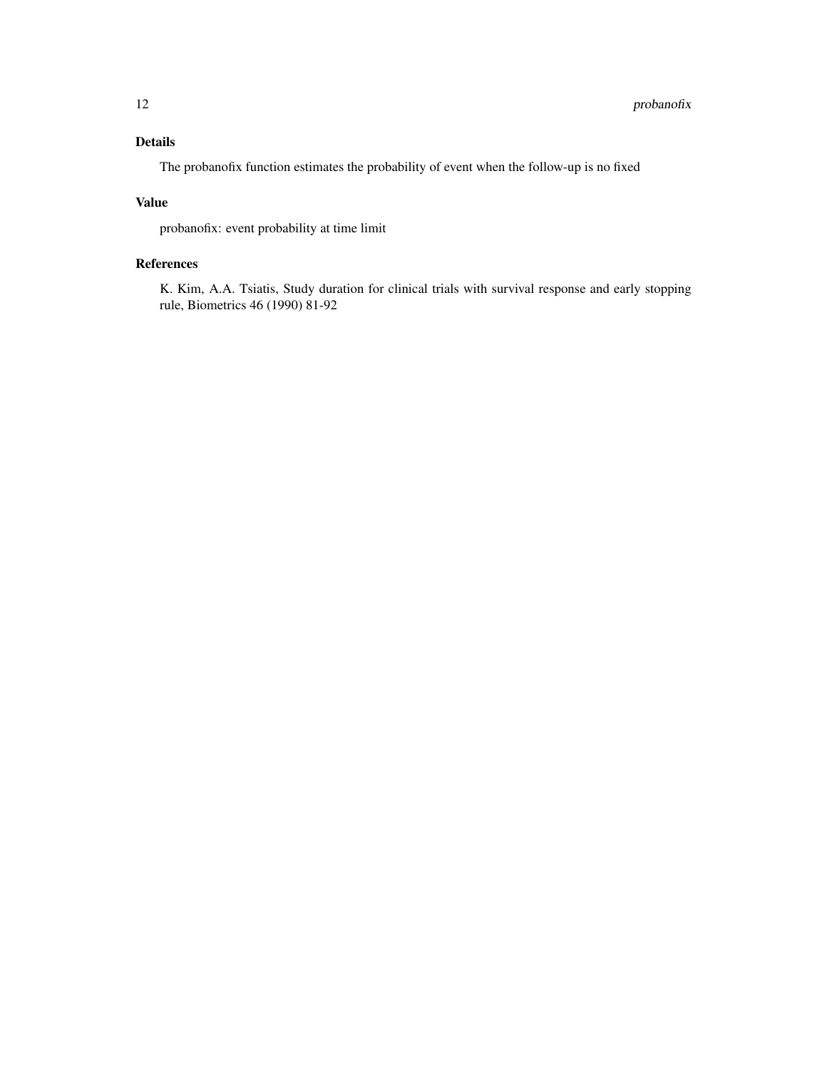## Details

The probanofix function estimates the probability of event when the follow-up is no fixed

## Value

probanofix: event probability at time limit

## References

K. Kim, A.A. Tsiatis, Study duration for clinical trials with survival response and early stopping rule, Biometrics 46 (1990) 81-92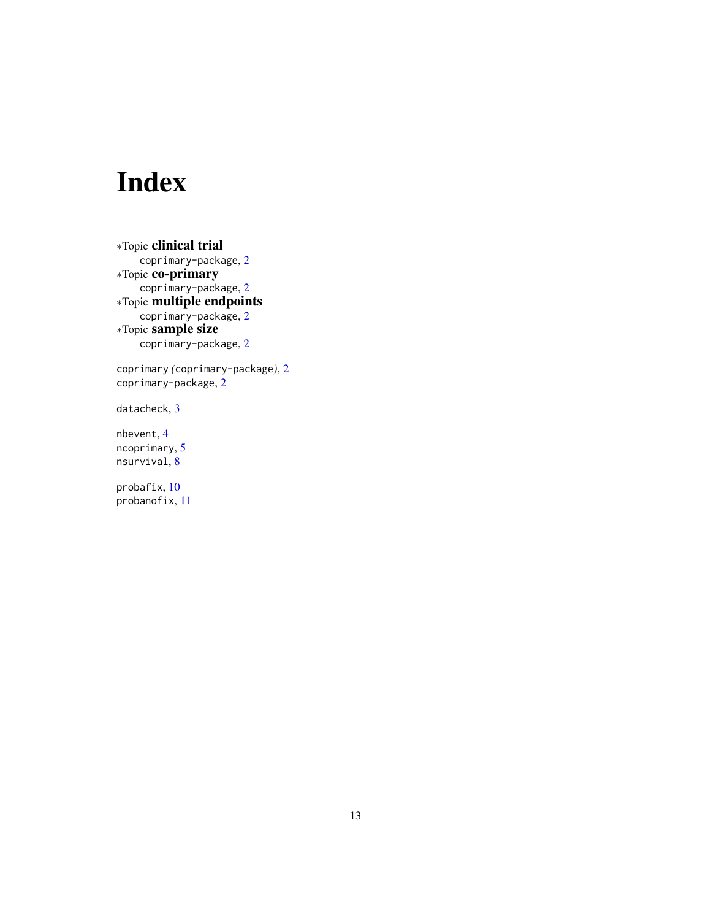# Index

*Topic **clinical trial**
  coprimary-package, 2
*Topic **co-primary**
  coprimary-package, 2
*Topic **multiple endpoints**
  coprimary-package, 2
*Topic **sample size**
  coprimary-package, 2

coprimary (coprimary-package), 2
coprimary-package, 2

datacheck, 3

nbevent, 4
ncoprimary, 5
nsurvival, 8

probafix, 10
probanofix, 11